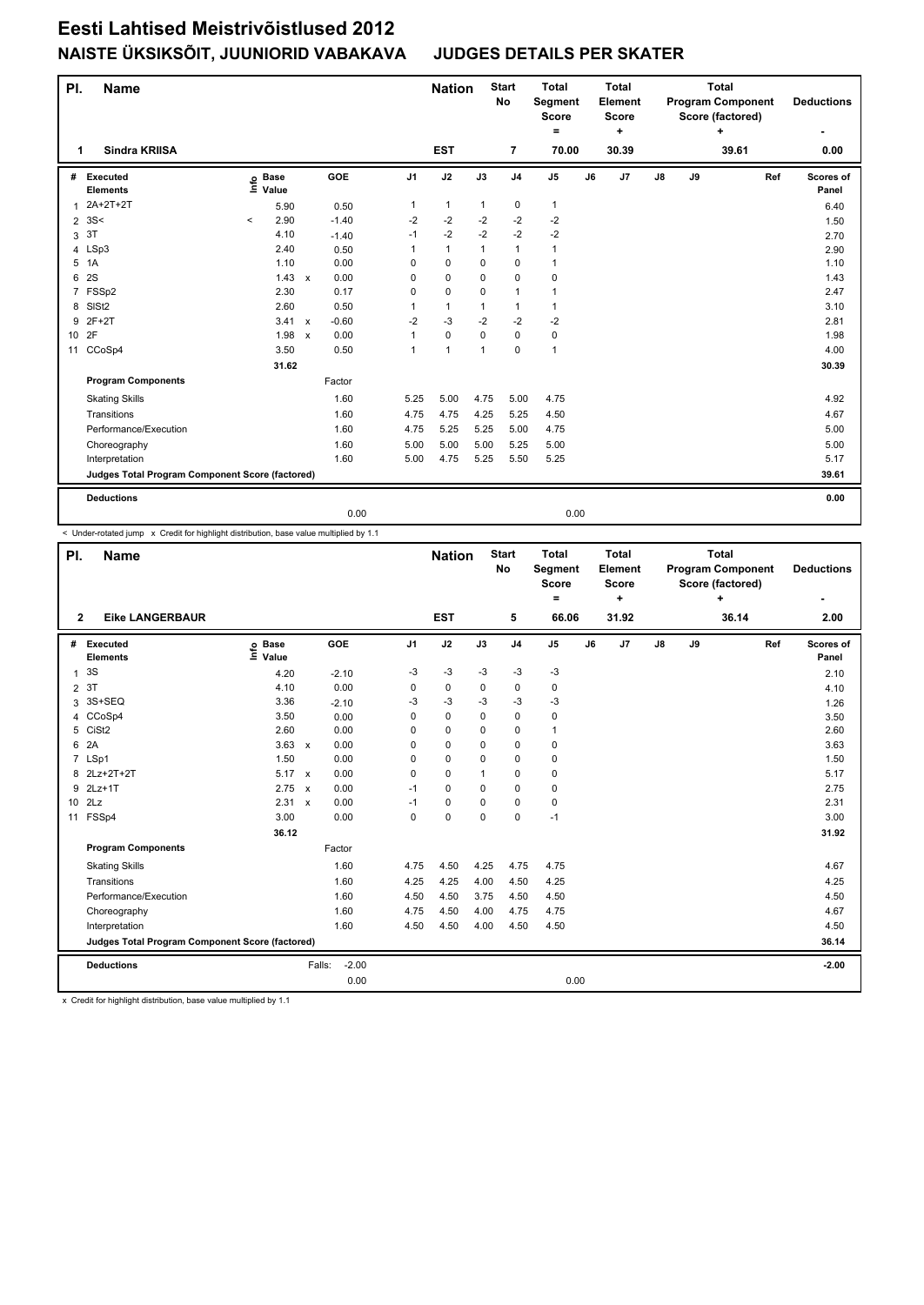# Eesti Lahtised Meistrivõistlused 2012

## NAISTE ÜKSIKSÕIT, JUUNIORID VABAKAVA    JUDGES DETAILS PER SKATER

| Pl. | Name | Nation | Start No | Total Segment Score = | Total Element Score + | Total Program Component Score (factored) + | Deductions - |
|---|---|---|---|---|---|---|---|
| 1 | Sindra KRIISA | EST | 7 | 70.00 | 30.39 | 39.61 | 0.00 |

| # | Executed Elements | Info | Base Value | | GOE | J1 | J2 | J3 | J4 | J5 | J6 | J7 | J8 | J9 | Ref | Scores of Panel |
|---|---|---|---|---|---|---|---|---|---|---|---|---|---|---|---|---|
| 1 | 2A+2T+2T | | 5.90 | | 0.50 | 1 | 1 | 1 | 0 | 1 | | | | | | 6.40 |
| 2 | 3S< | < | 2.90 | | -1.40 | -2 | -2 | -2 | -2 | -2 | | | | | | 1.50 |
| 3 | 3T | | 4.10 | | -1.40 | -1 | -2 | -2 | -2 | -2 | | | | | | 2.70 |
| 4 | LSp3 | | 2.40 | | 0.50 | 1 | 1 | 1 | 1 | 1 | | | | | | 2.90 |
| 5 | 1A | | 1.10 | | 0.00 | 0 | 0 | 0 | 0 | 1 | | | | | | 1.10 |
| 6 | 2S | | 1.43 | x | 0.00 | 0 | 0 | 0 | 0 | 0 | | | | | | 1.43 |
| 7 | FSSp2 | | 2.30 | | 0.17 | 0 | 0 | 0 | 1 | 1 | | | | | | 2.47 |
| 8 | SlSt2 | | 2.60 | | 0.50 | 1 | 1 | 1 | 1 | 1 | | | | | | 3.10 |
| 9 | 2F+2T | | 3.41 | x | -0.60 | -2 | -3 | -2 | -2 | -2 | | | | | | 2.81 |
| 10 | 2F | | 1.98 | x | 0.00 | 1 | 0 | 0 | 0 | 0 | | | | | | 1.98 |
| 11 | CCoSp4 | | 3.50 | | 0.50 | 1 | 1 | 1 | 0 | 1 | | | | | | 4.00 |
| | | | 31.62 | | | | | | | | | | | | | 30.39 |
| | Program Components | | | | Factor | | | | | | | | | | | |
| | Skating Skills | | | | 1.60 | 5.25 | 5.00 | 4.75 | 5.00 | 4.75 | | | | | | 4.92 |
| | Transitions | | | | 1.60 | 4.75 | 4.75 | 4.25 | 5.25 | 4.50 | | | | | | 4.67 |
| | Performance/Execution | | | | 1.60 | 4.75 | 5.25 | 5.25 | 5.00 | 4.75 | | | | | | 5.00 |
| | Choreography | | | | 1.60 | 5.00 | 5.00 | 5.00 | 5.25 | 5.00 | | | | | | 5.00 |
| | Interpretation | | | | 1.60 | 5.00 | 4.75 | 5.25 | 5.50 | 5.25 | | | | | | 5.17 |
| | Judges Total Program Component Score (factored) | | | | | | | | | | | | | | | 39.61 |
| | Deductions | | | | | | | | | | | | | | | 0.00 |
| | | | | | 0.00 | | | | | 0.00 | | | | | | |

< Under-rotated jump x Credit for highlight distribution, base value multiplied by 1.1

| Pl. | Name | Nation | Start No | Total Segment Score = | Total Element Score + | Total Program Component Score (factored) + | Deductions - |
|---|---|---|---|---|---|---|---|
| 2 | Eike LANGERBAUR | EST | 5 | 66.06 | 31.92 | 36.14 | 2.00 |

| # | Executed Elements | Info | Base Value | | GOE | J1 | J2 | J3 | J4 | J5 | J6 | J7 | J8 | J9 | Ref | Scores of Panel |
|---|---|---|---|---|---|---|---|---|---|---|---|---|---|---|---|---|
| 1 | 3S | | 4.20 | | -2.10 | -3 | -3 | -3 | -3 | -3 | | | | | | 2.10 |
| 2 | 3T | | 4.10 | | 0.00 | 0 | 0 | 0 | 0 | 0 | | | | | | 4.10 |
| 3 | 3S+SEQ | | 3.36 | | -2.10 | -3 | -3 | -3 | -3 | -3 | | | | | | 1.26 |
| 4 | CCoSp4 | | 3.50 | | 0.00 | 0 | 0 | 0 | 0 | 0 | | | | | | 3.50 |
| 5 | CiSt2 | | 2.60 | | 0.00 | 0 | 0 | 0 | 0 | 1 | | | | | | 2.60 |
| 6 | 2A | | 3.63 | x | 0.00 | 0 | 0 | 0 | 0 | 0 | | | | | | 3.63 |
| 7 | LSp1 | | 1.50 | | 0.00 | 0 | 0 | 0 | 0 | 0 | | | | | | 1.50 |
| 8 | 2Lz+2T+2T | | 5.17 | x | 0.00 | 0 | 0 | 1 | 0 | 0 | | | | | | 5.17 |
| 9 | 2Lz+1T | | 2.75 | x | 0.00 | -1 | 0 | 0 | 0 | 0 | | | | | | 2.75 |
| 10 | 2Lz | | 2.31 | x | 0.00 | -1 | 0 | 0 | 0 | 0 | | | | | | 2.31 |
| 11 | FSSp4 | | 3.00 | | 0.00 | 0 | 0 | 0 | 0 | -1 | | | | | | 3.00 |
| | | | 36.12 | | | | | | | | | | | | | 31.92 |
| | Program Components | | | | Factor | | | | | | | | | | | |
| | Skating Skills | | | | 1.60 | 4.75 | 4.50 | 4.25 | 4.75 | 4.75 | | | | | | 4.67 |
| | Transitions | | | | 1.60 | 4.25 | 4.25 | 4.00 | 4.50 | 4.25 | | | | | | 4.25 |
| | Performance/Execution | | | | 1.60 | 4.50 | 4.50 | 3.75 | 4.50 | 4.50 | | | | | | 4.50 |
| | Choreography | | | | 1.60 | 4.75 | 4.50 | 4.00 | 4.75 | 4.75 | | | | | | 4.67 |
| | Interpretation | | | | 1.60 | 4.50 | 4.50 | 4.00 | 4.50 | 4.50 | | | | | | 4.50 |
| | Judges Total Program Component Score (factored) | | | | | | | | | | | | | | | 36.14 |
| | Deductions | | | Falls: | -2.00 | | | | | | | | | | | -2.00 |
| | | | | | 0.00 | | | | | 0.00 | | | | | | |

x Credit for highlight distribution, base value multiplied by 1.1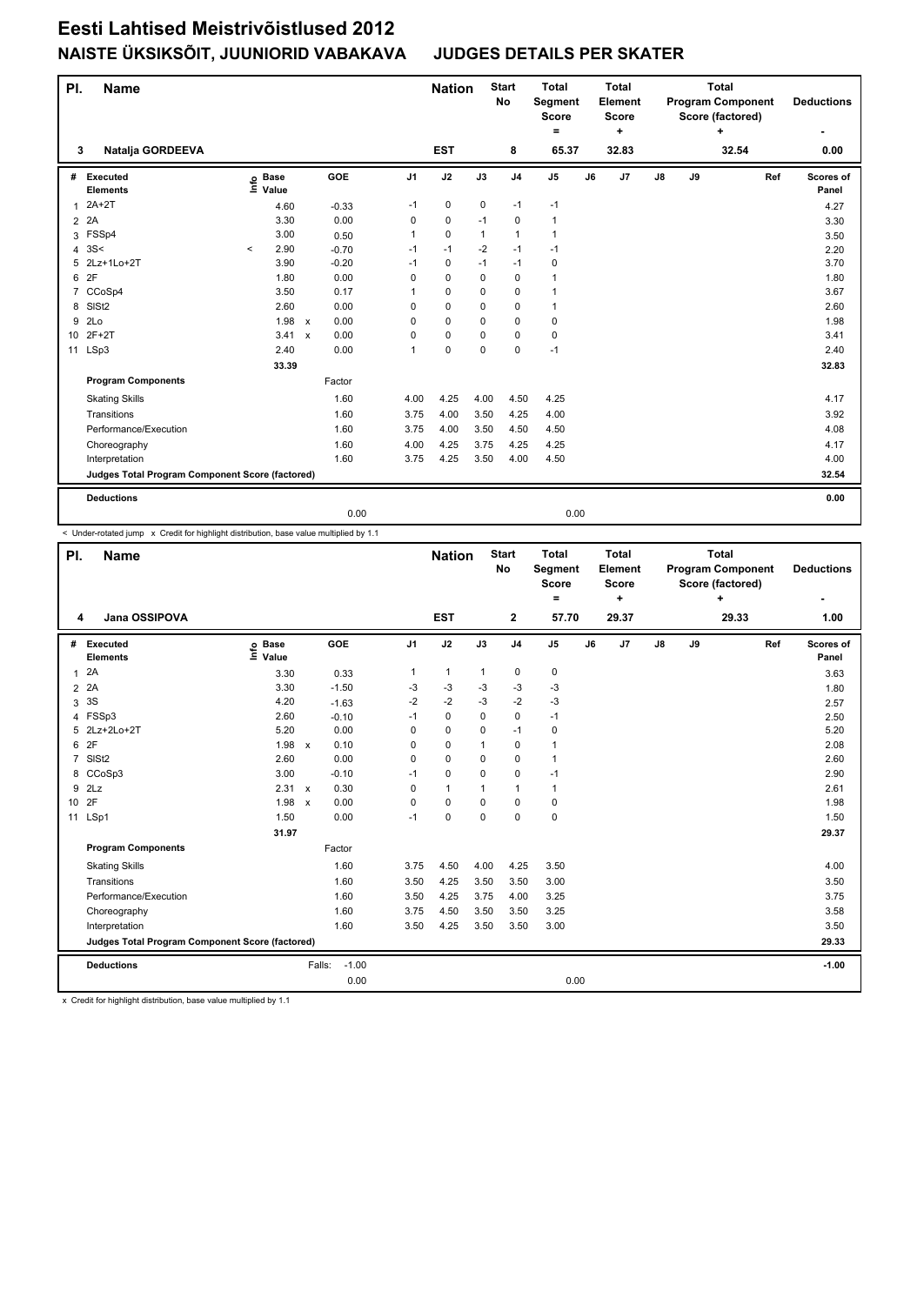# Eesti Lahtised Meistrivõistlused 2012

## NAISTE ÜKSIKSÕIT, JUUNIORID VABAKAVA    JUDGES DETAILS PER SKATER

| Pl. | Name | | Nation | Start No | Total Segment Score = | Total Element Score + | Total Program Component Score (factored) + | Deductions - |
|---|---|---|---|---|---|---|---|---|
| 3 | Natalja GORDEEVA | | EST | 8 | 65.37 | 32.83 | 32.54 | 0.00 |

| # | Executed Elements | Info | Base Value | | GOE | J1 | J2 | J3 | J4 | J5 | J6 | J7 | J8 | J9 | Ref | Scores of Panel |
|---|---|---|---|---|---|---|---|---|---|---|---|---|---|---|---|---|
| 1 | 2A+2T | | 4.60 | | -0.33 | -1 | 0 | 0 | -1 | -1 | | | | | | 4.27 |
| 2 | 2A | | 3.30 | | 0.00 | 0 | 0 | -1 | 0 | 1 | | | | | | 3.30 |
| 3 | FSSp4 | | 3.00 | | 0.50 | 1 | 0 | 1 | 1 | 1 | | | | | | 3.50 |
| 4 | 3S< | < | 2.90 | | -0.70 | -1 | -1 | -2 | -1 | -1 | | | | | | 2.20 |
| 5 | 2Lz+1Lo+2T | | 3.90 | | -0.20 | -1 | 0 | -1 | -1 | 0 | | | | | | 3.70 |
| 6 | 2F | | 1.80 | | 0.00 | 0 | 0 | 0 | 0 | 1 | | | | | | 1.80 |
| 7 | CCoSp4 | | 3.50 | | 0.17 | 1 | 0 | 0 | 0 | 1 | | | | | | 3.67 |
| 8 | SlSt2 | | 2.60 | | 0.00 | 0 | 0 | 0 | 0 | 1 | | | | | | 2.60 |
| 9 | 2Lo | | 1.98 | x | 0.00 | 0 | 0 | 0 | 0 | 0 | | | | | | 1.98 |
| 10 | 2F+2T | | 3.41 | x | 0.00 | 0 | 0 | 0 | 0 | 0 | | | | | | 3.41 |
| 11 | LSp3 | | 2.40 | | 0.00 | 1 | 0 | 0 | 0 | -1 | | | | | | 2.40 |
| | | | 33.39 | | | | | | | | | | | | | 32.83 |
| | **Program Components** | | | | Factor | | | | | | | | | | | |
| | Skating Skills | | | | 1.60 | 4.00 | 4.25 | 4.00 | 4.50 | 4.25 | | | | | | 4.17 |
| | Transitions | | | | 1.60 | 3.75 | 4.00 | 3.50 | 4.25 | 4.00 | | | | | | 3.92 |
| | Performance/Execution | | | | 1.60 | 3.75 | 4.00 | 3.50 | 4.50 | 4.50 | | | | | | 4.08 |
| | Choreography | | | | 1.60 | 4.00 | 4.25 | 3.75 | 4.25 | 4.25 | | | | | | 4.17 |
| | Interpretation | | | | 1.60 | 3.75 | 4.25 | 3.50 | 4.00 | 4.50 | | | | | | 4.00 |
| | **Judges Total Program Component Score (factored)** | | | | | | | | | | | | | | | 32.54 |
| | **Deductions** | | | | | | | | | | | | | | | 0.00 |
| | | | | | 0.00 | | | | | 0.00 | | | | | | |

< Under-rotated jump x Credit for highlight distribution, base value multiplied by 1.1

| Pl. | Name | | Nation | Start No | Total Segment Score = | Total Element Score + | Total Program Component Score (factored) + | Deductions - |
|---|---|---|---|---|---|---|---|---|
| 4 | Jana OSSIPOVA | | EST | 2 | 57.70 | 29.37 | 29.33 | 1.00 |

| # | Executed Elements | Info | Base Value | | GOE | J1 | J2 | J3 | J4 | J5 | J6 | J7 | J8 | J9 | Ref | Scores of Panel |
|---|---|---|---|---|---|---|---|---|---|---|---|---|---|---|---|---|
| 1 | 2A | | 3.30 | | 0.33 | 1 | 1 | 1 | 0 | 0 | | | | | | 3.63 |
| 2 | 2A | | 3.30 | | -1.50 | -3 | -3 | -3 | -3 | -3 | | | | | | 1.80 |
| 3 | 3S | | 4.20 | | -1.63 | -2 | -2 | -3 | -2 | -3 | | | | | | 2.57 |
| 4 | FSSp3 | | 2.60 | | -0.10 | -1 | 0 | 0 | 0 | -1 | | | | | | 2.50 |
| 5 | 2Lz+2Lo+2T | | 5.20 | | 0.00 | 0 | 0 | 0 | -1 | 0 | | | | | | 5.20 |
| 6 | 2F | | 1.98 | x | 0.10 | 0 | 0 | 1 | 0 | 1 | | | | | | 2.08 |
| 7 | SlSt2 | | 2.60 | | 0.00 | 0 | 0 | 0 | 0 | 1 | | | | | | 2.60 |
| 8 | CCoSp3 | | 3.00 | | -0.10 | -1 | 0 | 0 | 0 | -1 | | | | | | 2.90 |
| 9 | 2Lz | | 2.31 | x | 0.30 | 0 | 1 | 1 | 1 | 1 | | | | | | 2.61 |
| 10 | 2F | | 1.98 | x | 0.00 | 0 | 0 | 0 | 0 | 0 | | | | | | 1.98 |
| 11 | LSp1 | | 1.50 | | 0.00 | -1 | 0 | 0 | 0 | 0 | | | | | | 1.50 |
| | | | 31.97 | | | | | | | | | | | | | 29.37 |
| | **Program Components** | | | | Factor | | | | | | | | | | | |
| | Skating Skills | | | | 1.60 | 3.75 | 4.50 | 4.00 | 4.25 | 3.50 | | | | | | 4.00 |
| | Transitions | | | | 1.60 | 3.50 | 4.25 | 3.50 | 3.50 | 3.00 | | | | | | 3.50 |
| | Performance/Execution | | | | 1.60 | 3.50 | 4.25 | 3.75 | 4.00 | 3.25 | | | | | | 3.75 |
| | Choreography | | | | 1.60 | 3.75 | 4.50 | 3.50 | 3.50 | 3.25 | | | | | | 3.58 |
| | Interpretation | | | | 1.60 | 3.50 | 4.25 | 3.50 | 3.50 | 3.00 | | | | | | 3.50 |
| | **Judges Total Program Component Score (factored)** | | | | | | | | | | | | | | | 29.33 |
| | **Deductions** | | | Falls: | -1.00 | | | | | | | | | | | -1.00 |
| | | | | | 0.00 | | | | | 0.00 | | | | | | |

x Credit for highlight distribution, base value multiplied by 1.1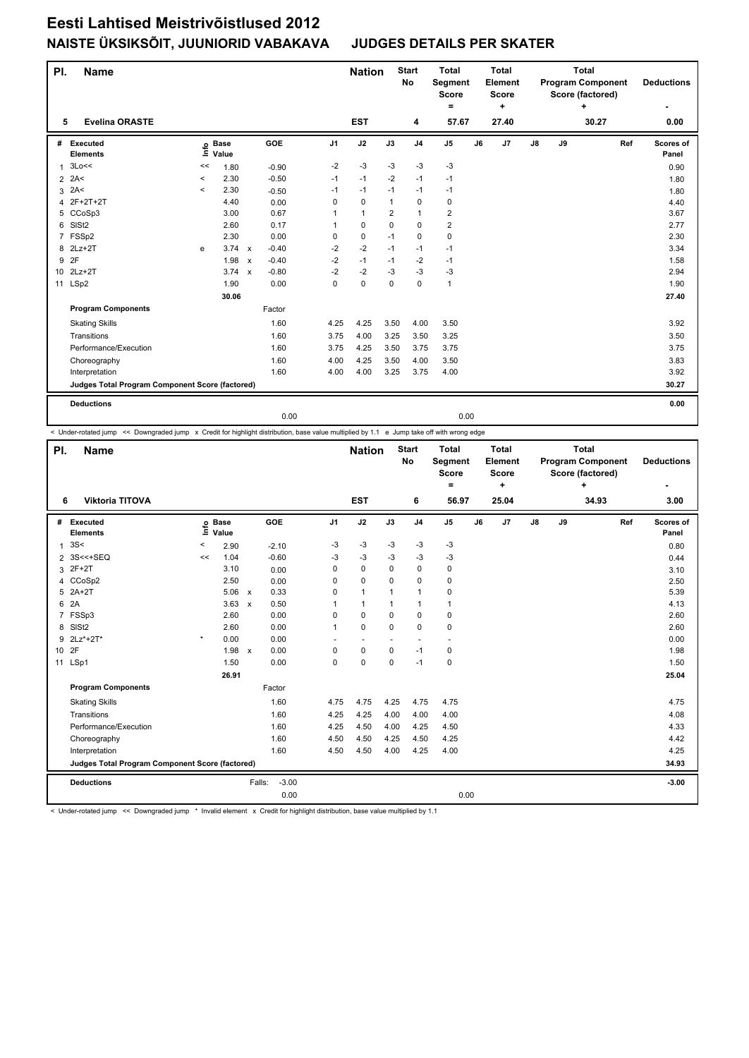# Eesti Lahtised Meistrivõistlused 2012

## NAISTE ÜKSIKSÕIT, JUUNIORID VABAKAVA    JUDGES DETAILS PER SKATER

| Pl. | Name | Nation | Start No | Total Segment Score = | Total Element Score + | Total Program Component Score (factored) + | Deductions - |
|---|---|---|---|---|---|---|---|
| 5 | Evelina ORASTE | EST | 4 | 57.67 | 27.40 | 30.27 | 0.00 |

| # | Executed Elements | Info | Base Value | | GOE | J1 | J2 | J3 | J4 | J5 | J6 | J7 | J8 | J9 | Ref | Scores of Panel |
|---|---|---|---|---|---|---|---|---|---|---|---|---|---|---|---|---|
| 1 | 3Lo<< | << | 1.80 | | -0.90 | -2 | -3 | -3 | -3 | -3 | | | | | | 0.90 |
| 2 | 2A< | < | 2.30 | | -0.50 | -1 | -1 | -2 | -1 | -1 | | | | | | 1.80 |
| 3 | 2A< | < | 2.30 | | -0.50 | -1 | -1 | -1 | -1 | -1 | | | | | | 1.80 |
| 4 | 2F+2T+2T | | 4.40 | | 0.00 | 0 | 0 | 1 | 0 | 0 | | | | | | 4.40 |
| 5 | CCoSp3 | | 3.00 | | 0.67 | 1 | 1 | 2 | 1 | 2 | | | | | | 3.67 |
| 6 | SlSt2 | | 2.60 | | 0.17 | 1 | 0 | 0 | 0 | 2 | | | | | | 2.77 |
| 7 | FSSp2 | | 2.30 | | 0.00 | 0 | 0 | -1 | 0 | 0 | | | | | | 2.30 |
| 8 | 2Lz+2T | e | 3.74 | x | -0.40 | -2 | -2 | -1 | -1 | -1 | | | | | | 3.34 |
| 9 | 2F | | 1.98 | x | -0.40 | -2 | -1 | -1 | -2 | -1 | | | | | | 1.58 |
| 10 | 2Lz+2T | | 3.74 | x | -0.80 | -2 | -2 | -3 | -3 | -3 | | | | | | 2.94 |
| 11 | LSp2 | | 1.90 | | 0.00 | 0 | 0 | 0 | 0 | 1 | | | | | | 1.90 |
| | | | 30.06 | | | | | | | | | | | | | 27.40 |
| | **Program Components** | | | | Factor | | | | | | | | | | | |
| | Skating Skills | | | | 1.60 | 4.25 | 4.25 | 3.50 | 4.00 | 3.50 | | | | | | 3.92 |
| | Transitions | | | | 1.60 | 3.75 | 4.00 | 3.25 | 3.50 | 3.25 | | | | | | 3.50 |
| | Performance/Execution | | | | 1.60 | 3.75 | 4.25 | 3.50 | 3.75 | 3.75 | | | | | | 3.75 |
| | Choreography | | | | 1.60 | 4.00 | 4.25 | 3.50 | 4.00 | 3.50 | | | | | | 3.83 |
| | Interpretation | | | | 1.60 | 4.00 | 4.00 | 3.25 | 3.75 | 4.00 | | | | | | 3.92 |
| | **Judges Total Program Component Score (factored)** | | | | | | | | | | | | | | | 30.27 |
| | **Deductions** | | | | | | | | | | | | | | | 0.00 |
| | | | | | 0.00 | | | | | 0.00 | | | | | | |

< Under-rotated jump << Downgraded jump x Credit for highlight distribution, base value multiplied by 1.1 e Jump take off with wrong edge

| Pl. | Name | Nation | Start No | Total Segment Score = | Total Element Score + | Total Program Component Score (factored) + | Deductions - |
|---|---|---|---|---|---|---|---|
| 6 | Viktoria TITOVA | EST | 6 | 56.97 | 25.04 | 34.93 | 3.00 |

| # | Executed Elements | Info | Base Value | | GOE | J1 | J2 | J3 | J4 | J5 | J6 | J7 | J8 | J9 | Ref | Scores of Panel |
|---|---|---|---|---|---|---|---|---|---|---|---|---|---|---|---|---|
| 1 | 3S< | < | 2.90 | | -2.10 | -3 | -3 | -3 | -3 | -3 | | | | | | 0.80 |
| 2 | 3S<<+SEQ | << | 1.04 | | -0.60 | -3 | -3 | -3 | -3 | -3 | | | | | | 0.44 |
| 3 | 2F+2T | | 3.10 | | 0.00 | 0 | 0 | 0 | 0 | 0 | | | | | | 3.10 |
| 4 | CCoSp2 | | 2.50 | | 0.00 | 0 | 0 | 0 | 0 | 0 | | | | | | 2.50 |
| 5 | 2A+2T | | 5.06 | x | 0.33 | 0 | 1 | 1 | 1 | 0 | | | | | | 5.39 |
| 6 | 2A | | 3.63 | x | 0.50 | 1 | 1 | 1 | 1 | 1 | | | | | | 4.13 |
| 7 | FSSp3 | | 2.60 | | 0.00 | 0 | 0 | 0 | 0 | 0 | | | | | | 2.60 |
| 8 | SlSt2 | | 2.60 | | 0.00 | 1 | 0 | 0 | 0 | 0 | | | | | | 2.60 |
| 9 | 2Lz*+2T* | * | 0.00 | | 0.00 | - | - | - | - | - | | | | | | 0.00 |
| 10 | 2F | | 1.98 | x | 0.00 | 0 | 0 | 0 | -1 | 0 | | | | | | 1.98 |
| 11 | LSp1 | | 1.50 | | 0.00 | 0 | 0 | 0 | -1 | 0 | | | | | | 1.50 |
| | | | 26.91 | | | | | | | | | | | | | 25.04 |
| | **Program Components** | | | | Factor | | | | | | | | | | | |
| | Skating Skills | | | | 1.60 | 4.75 | 4.75 | 4.25 | 4.75 | 4.75 | | | | | | 4.75 |
| | Transitions | | | | 1.60 | 4.25 | 4.25 | 4.00 | 4.00 | 4.00 | | | | | | 4.08 |
| | Performance/Execution | | | | 1.60 | 4.25 | 4.50 | 4.00 | 4.25 | 4.50 | | | | | | 4.33 |
| | Choreography | | | | 1.60 | 4.50 | 4.50 | 4.25 | 4.50 | 4.25 | | | | | | 4.42 |
| | Interpretation | | | | 1.60 | 4.50 | 4.50 | 4.00 | 4.25 | 4.00 | | | | | | 4.25 |
| | **Judges Total Program Component Score (factored)** | | | | | | | | | | | | | | | 34.93 |
| | **Deductions** | | | Falls: | -3.00 | | | | | | | | | | | -3.00 |
| | | | | | 0.00 | | | | | 0.00 | | | | | | |

< Under-rotated jump << Downgraded jump * Invalid element x Credit for highlight distribution, base value multiplied by 1.1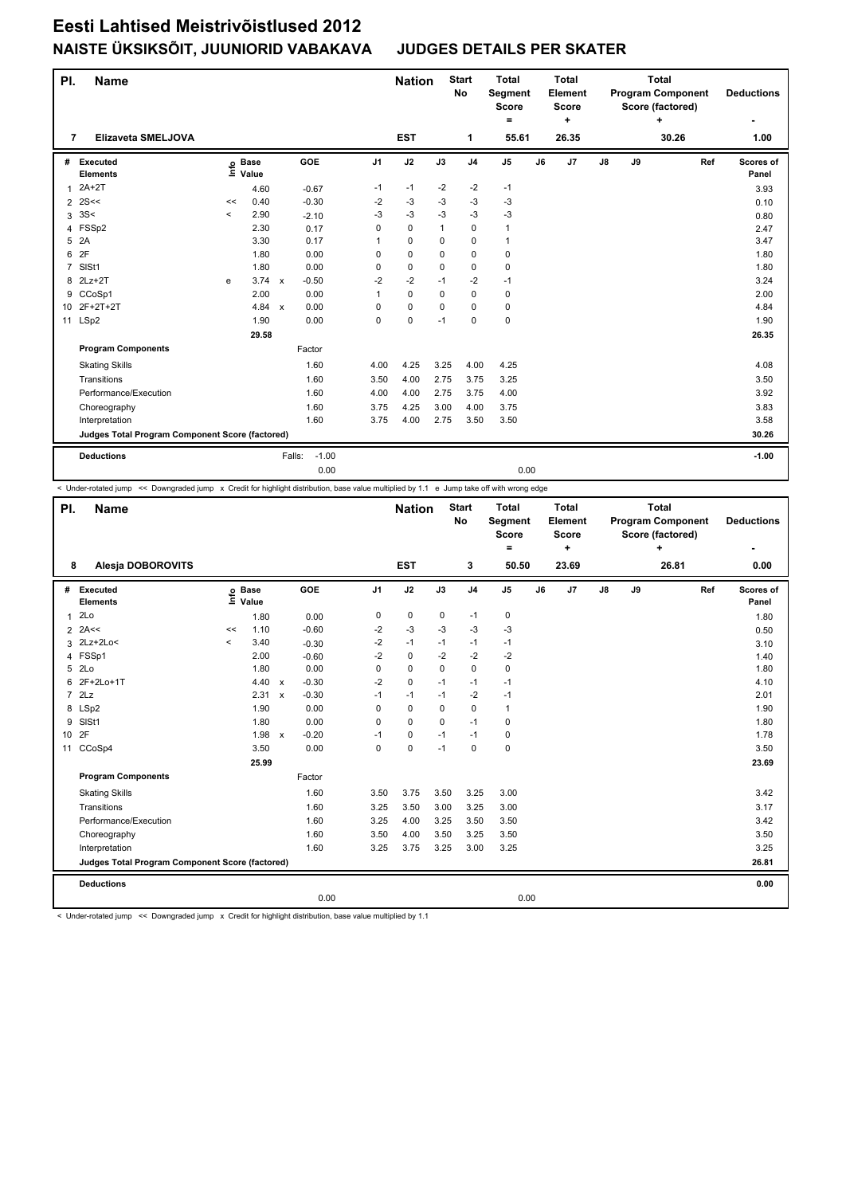# Eesti Lahtised Meistrivõistlused 2012

## NAISTE ÜKSIKSÕIT, JUUNIORID VABAKAVA    JUDGES DETAILS PER SKATER

| Pl. | Name | Nation | Start No | Total Segment Score = | Total Element Score + | Total Program Component Score (factored) + | Deductions - |
|---|---|---|---|---|---|---|---|
| 7 | Elizaveta SMELJOVA | EST | 1 | 55.61 | 26.35 | 30.26 | 1.00 |

| # | Executed Elements | Info | Base Value | | GOE | J1 | J2 | J3 | J4 | J5 | J6 | J7 | J8 | J9 | Ref | Scores of Panel |
|---|---|---|---|---|---|---|---|---|---|---|---|---|---|---|---|---|
| 1 | 2A+2T | | 4.60 | | -0.67 | -1 | -1 | -2 | -2 | -1 | | | | | | 3.93 |
| 2 | 2S<< | << | 0.40 | | -0.30 | -2 | -3 | -3 | -3 | -3 | | | | | | 0.10 |
| 3 | 3S< | < | 2.90 | | -2.10 | -3 | -3 | -3 | -3 | -3 | | | | | | 0.80 |
| 4 | FSSp2 | | 2.30 | | 0.17 | 0 | 0 | 1 | 0 | 1 | | | | | | 2.47 |
| 5 | 2A | | 3.30 | | 0.17 | 1 | 0 | 0 | 0 | 1 | | | | | | 3.47 |
| 6 | 2F | | 1.80 | | 0.00 | 0 | 0 | 0 | 0 | 0 | | | | | | 1.80 |
| 7 | SlSt1 | | 1.80 | | 0.00 | 0 | 0 | 0 | 0 | 0 | | | | | | 1.80 |
| 8 | 2Lz+2T | e | 3.74 | x | -0.50 | -2 | -2 | -1 | -2 | -1 | | | | | | 3.24 |
| 9 | CCoSp1 | | 2.00 | | 0.00 | 1 | 0 | 0 | 0 | 0 | | | | | | 2.00 |
| 10 | 2F+2T+2T | | 4.84 | x | 0.00 | 0 | 0 | 0 | 0 | 0 | | | | | | 4.84 |
| 11 | LSp2 | | 1.90 | | 0.00 | 0 | 0 | -1 | 0 | 0 | | | | | | 1.90 |
| | | | 29.58 | | | | | | | | | | | | | 26.35 |
| | **Program Components** | | | | Factor | | | | | | | | | | | |
| | Skating Skills | | | | 1.60 | 4.00 | 4.25 | 3.25 | 4.00 | 4.25 | | | | | | 4.08 |
| | Transitions | | | | 1.60 | 3.50 | 4.00 | 2.75 | 3.75 | 3.25 | | | | | | 3.50 |
| | Performance/Execution | | | | 1.60 | 4.00 | 4.00 | 2.75 | 3.75 | 4.00 | | | | | | 3.92 |
| | Choreography | | | | 1.60 | 3.75 | 4.25 | 3.00 | 4.00 | 3.75 | | | | | | 3.83 |
| | Interpretation | | | | 1.60 | 3.75 | 4.00 | 2.75 | 3.50 | 3.50 | | | | | | 3.58 |
| | **Judges Total Program Component Score (factored)** | | | | | | | | | | | | | | | 30.26 |
| | **Deductions** | | | Falls: | -1.00 | | | | | | | | | | | -1.00 |
| | | | | | 0.00 | | | | | 0.00 | | | | | | |

< Under-rotated jump << Downgraded jump x Credit for highlight distribution, base value multiplied by 1.1 e Jump take off with wrong edge

| Pl. | Name | Nation | Start No | Total Segment Score = | Total Element Score + | Total Program Component Score (factored) + | Deductions - |
|---|---|---|---|---|---|---|---|
| 8 | Alesja DOBOROVITS | EST | 3 | 50.50 | 23.69 | 26.81 | 0.00 |

| # | Executed Elements | Info | Base Value | | GOE | J1 | J2 | J3 | J4 | J5 | J6 | J7 | J8 | J9 | Ref | Scores of Panel |
|---|---|---|---|---|---|---|---|---|---|---|---|---|---|---|---|---|
| 1 | 2Lo | | 1.80 | | 0.00 | 0 | 0 | 0 | -1 | 0 | | | | | | 1.80 |
| 2 | 2A<< | << | 1.10 | | -0.60 | -2 | -3 | -3 | -3 | -3 | | | | | | 0.50 |
| 3 | 2Lz+2Lo< | < | 3.40 | | -0.30 | -2 | -1 | -1 | -1 | -1 | | | | | | 3.10 |
| 4 | FSSp1 | | 2.00 | | -0.60 | -2 | 0 | -2 | -2 | -2 | | | | | | 1.40 |
| 5 | 2Lo | | 1.80 | | 0.00 | 0 | 0 | 0 | 0 | 0 | | | | | | 1.80 |
| 6 | 2F+2Lo+1T | | 4.40 | x | -0.30 | -2 | 0 | -1 | -1 | -1 | | | | | | 4.10 |
| 7 | 2Lz | | 2.31 | x | -0.30 | -1 | -1 | -1 | -2 | -1 | | | | | | 2.01 |
| 8 | LSp2 | | 1.90 | | 0.00 | 0 | 0 | 0 | 0 | 1 | | | | | | 1.90 |
| 9 | SlSt1 | | 1.80 | | 0.00 | 0 | 0 | 0 | -1 | 0 | | | | | | 1.80 |
| 10 | 2F | | 1.98 | x | -0.20 | -1 | 0 | -1 | -1 | 0 | | | | | | 1.78 |
| 11 | CCoSp4 | | 3.50 | | 0.00 | 0 | 0 | -1 | 0 | 0 | | | | | | 3.50 |
| | | | 25.99 | | | | | | | | | | | | | 23.69 |
| | **Program Components** | | | | Factor | | | | | | | | | | | |
| | Skating Skills | | | | 1.60 | 3.50 | 3.75 | 3.50 | 3.25 | 3.00 | | | | | | 3.42 |
| | Transitions | | | | 1.60 | 3.25 | 3.50 | 3.00 | 3.25 | 3.00 | | | | | | 3.17 |
| | Performance/Execution | | | | 1.60 | 3.25 | 4.00 | 3.25 | 3.50 | 3.50 | | | | | | 3.42 |
| | Choreography | | | | 1.60 | 3.50 | 4.00 | 3.50 | 3.25 | 3.50 | | | | | | 3.50 |
| | Interpretation | | | | 1.60 | 3.25 | 3.75 | 3.25 | 3.00 | 3.25 | | | | | | 3.25 |
| | **Judges Total Program Component Score (factored)** | | | | | | | | | | | | | | | 26.81 |
| | **Deductions** | | | | | | | | | | | | | | | 0.00 |
| | | | | | 0.00 | | | | | 0.00 | | | | | | |

< Under-rotated jump << Downgraded jump x Credit for highlight distribution, base value multiplied by 1.1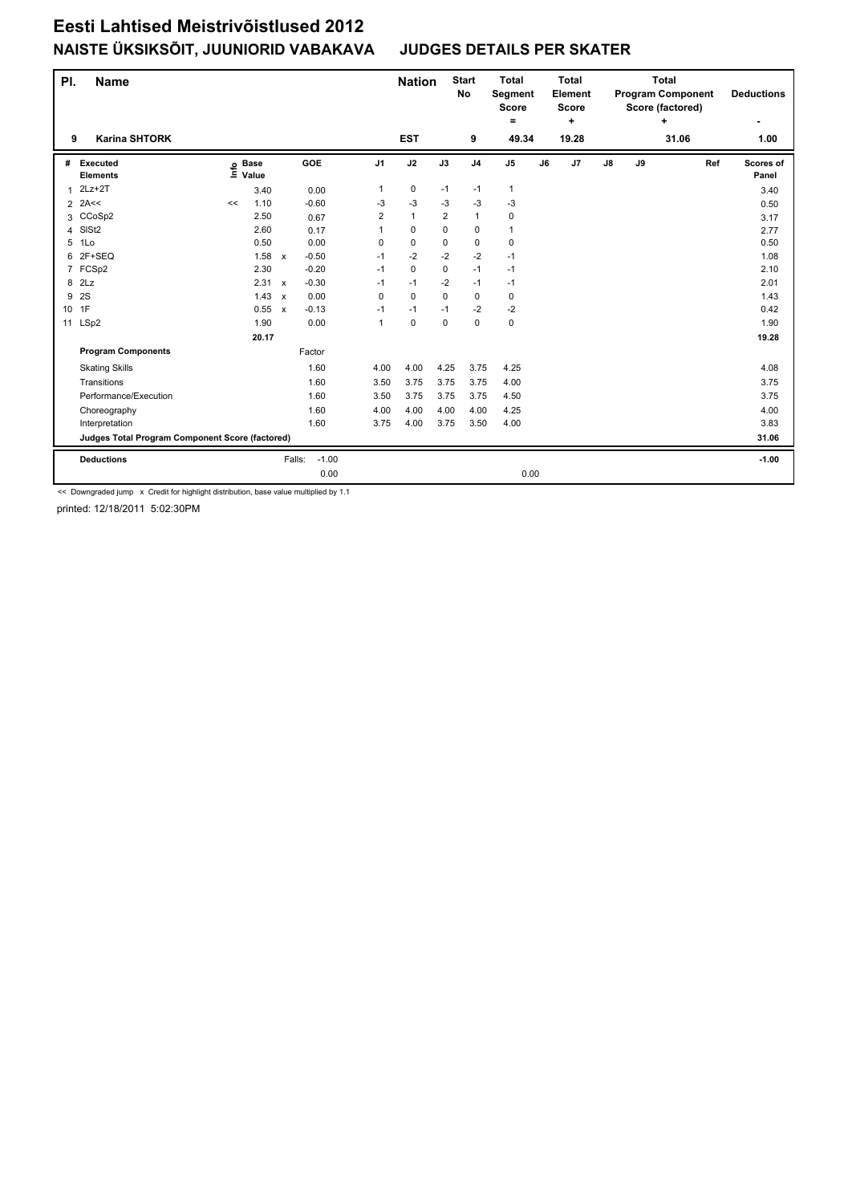# Eesti Lahtised Meistrivõistlused 2012

## NAISTE ÜKSIKSÕIT, JUUNIORID VABAKAVA JUDGES DETAILS PER SKATER

| Pl. | Name | Nation | Start No | Total Segment Score = | Total Element Score + | Total Program Component Score (factored) + | Deductions - |
|---|---|---|---|---|---|---|---|
| 9 | Karina SHTORK | EST | 9 | 49.34 | 19.28 | 31.06 | 1.00 |

| # | Executed Elements | Info | Base Value | | GOE | J1 | J2 | J3 | J4 | J5 | J6 | J7 | J8 | J9 | Ref | Scores of Panel |
|---|---|---|---|---|---|---|---|---|---|---|---|---|---|---|---|---|
| 1 | 2Lz+2T | | 3.40 | | 0.00 | 1 | 0 | -1 | -1 | 1 | | | | | | 3.40 |
| 2 | 2A<< | << | 1.10 | | -0.60 | -3 | -3 | -3 | -3 | -3 | | | | | | 0.50 |
| 3 | CCoSp2 | | 2.50 | | 0.67 | 2 | 1 | 2 | 1 | 0 | | | | | | 3.17 |
| 4 | SlSt2 | | 2.60 | | 0.17 | 1 | 0 | 0 | 0 | 1 | | | | | | 2.77 |
| 5 | 1Lo | | 0.50 | | 0.00 | 0 | 0 | 0 | 0 | 0 | | | | | | 0.50 |
| 6 | 2F+SEQ | | 1.58 | x | -0.50 | -1 | -2 | -2 | -2 | -1 | | | | | | 1.08 |
| 7 | FCSp2 | | 2.30 | | -0.20 | -1 | 0 | 0 | -1 | -1 | | | | | | 2.10 |
| 8 | 2Lz | | 2.31 | x | -0.30 | -1 | -1 | -2 | -1 | -1 | | | | | | 2.01 |
| 9 | 2S | | 1.43 | x | 0.00 | 0 | 0 | 0 | 0 | 0 | | | | | | 1.43 |
| 10 | 1F | | 0.55 | x | -0.13 | -1 | -1 | -1 | -2 | -2 | | | | | | 0.42 |
| 11 | LSp2 | | 1.90 | | 0.00 | 1 | 0 | 0 | 0 | 0 | | | | | | 1.90 |
| | | | 20.17 | | | | | | | | | | | | | 19.28 |
| | **Program Components** | | | | Factor | | | | | | | | | | | |
| | Skating Skills | | | | 1.60 | 4.00 | 4.00 | 4.25 | 3.75 | 4.25 | | | | | | 4.08 |
| | Transitions | | | | 1.60 | 3.50 | 3.75 | 3.75 | 3.75 | 4.00 | | | | | | 3.75 |
| | Performance/Execution | | | | 1.60 | 3.50 | 3.75 | 3.75 | 3.75 | 4.50 | | | | | | 3.75 |
| | Choreography | | | | 1.60 | 4.00 | 4.00 | 4.00 | 4.00 | 4.25 | | | | | | 4.00 |
| | Interpretation | | | | 1.60 | 3.75 | 4.00 | 3.75 | 3.50 | 4.00 | | | | | | 3.83 |
| | **Judges Total Program Component Score (factored)** | | | | | | | | | | | | | | | 31.06 |
| | **Deductions** | | | Falls: | -1.00 | | | | | | | | | | | -1.00 |
| | | | | | 0.00 | | | | | 0.00 | | | | | | |

<< Downgraded jump x Credit for highlight distribution, base value multiplied by 1.1

printed: 12/18/2011 5:02:30PM